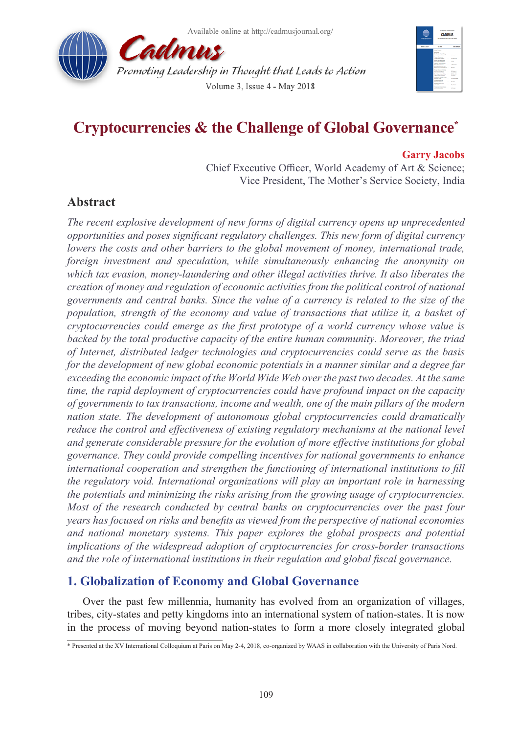# Cryptocurrencies & the Challenge of Global Governance*

**Garry Jacobs**
Chief Executive Officer, World Academy of Art & Science;
Vice President, The Mother's Service Society, India

## Abstract

*The recent explosive development of new forms of digital currency opens up unprecedented opportunities and poses significant regulatory challenges. This new form of digital currency lowers the costs and other barriers to the global movement of money, international trade, foreign investment and speculation, while simultaneously enhancing the anonymity on which tax evasion, money-laundering and other illegal activities thrive. It also liberates the creation of money and regulation of economic activities from the political control of national governments and central banks. Since the value of a currency is related to the size of the population, strength of the economy and value of transactions that utilize it, a basket of cryptocurrencies could emerge as the first prototype of a world currency whose value is backed by the total productive capacity of the entire human community. Moreover, the triad of Internet, distributed ledger technologies and cryptocurrencies could serve as the basis for the development of new global economic potentials in a manner similar and a degree far exceeding the economic impact of the World Wide Web over the past two decades. At the same time, the rapid deployment of cryptocurrencies could have profound impact on the capacity of governments to tax transactions, income and wealth, one of the main pillars of the modern nation state. The development of autonomous global cryptocurrencies could dramatically reduce the control and effectiveness of existing regulatory mechanisms at the national level and generate considerable pressure for the evolution of more effective institutions for global governance. They could provide compelling incentives for national governments to enhance international cooperation and strengthen the functioning of international institutions to fill the regulatory void. International organizations will play an important role in harnessing the potentials and minimizing the risks arising from the growing usage of cryptocurrencies. Most of the research conducted by central banks on cryptocurrencies over the past four years has focused on risks and benefits as viewed from the perspective of national economies and national monetary systems. This paper explores the global prospects and potential implications of the widespread adoption of cryptocurrencies for cross-border transactions and the role of international institutions in their regulation and global fiscal governance.*

## 1. Globalization of Economy and Global Governance

Over the past few millennia, humanity has evolved from an organization of villages, tribes, city-states and petty kingdoms into an international system of nation-states. It is now in the process of moving beyond nation-states to form a more closely integrated global

* Presented at the XV International Colloquium at Paris on May 2-4, 2018, co-organized by WAAS in collaboration with the University of Paris Nord.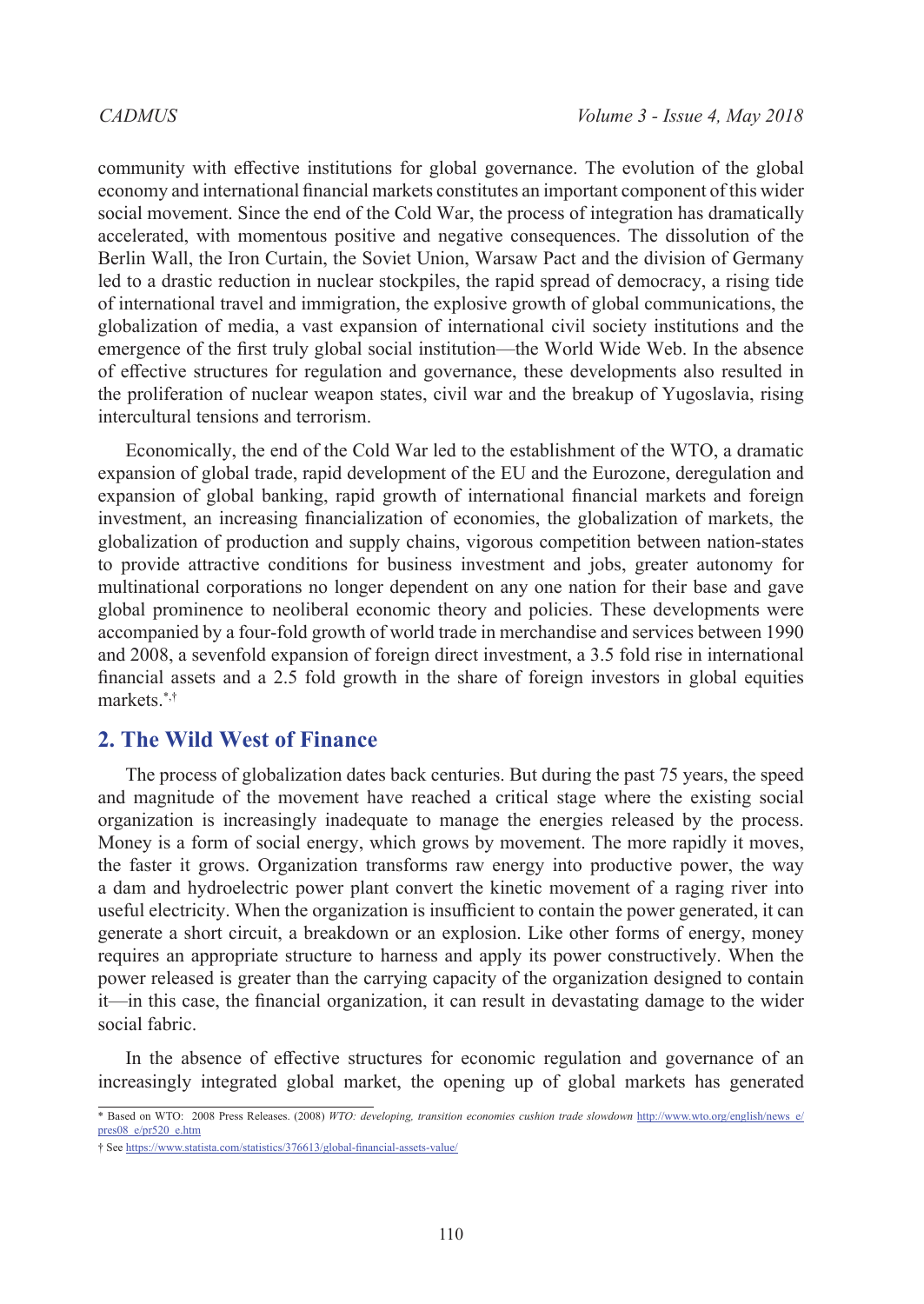community with effective institutions for global governance. The evolution of the global economy and international financial markets constitutes an important component of this wider social movement. Since the end of the Cold War, the process of integration has dramatically accelerated, with momentous positive and negative consequences. The dissolution of the Berlin Wall, the Iron Curtain, the Soviet Union, Warsaw Pact and the division of Germany led to a drastic reduction in nuclear stockpiles, the rapid spread of democracy, a rising tide of international travel and immigration, the explosive growth of global communications, the globalization of media, a vast expansion of international civil society institutions and the emergence of the first truly global social institution—the World Wide Web. In the absence of effective structures for regulation and governance, these developments also resulted in the proliferation of nuclear weapon states, civil war and the breakup of Yugoslavia, rising intercultural tensions and terrorism.

Economically, the end of the Cold War led to the establishment of the WTO, a dramatic expansion of global trade, rapid development of the EU and the Eurozone, deregulation and expansion of global banking, rapid growth of international financial markets and foreign investment, an increasing financialization of economies, the globalization of markets, the globalization of production and supply chains, vigorous competition between nation-states to provide attractive conditions for business investment and jobs, greater autonomy for multinational corporations no longer dependent on any one nation for their base and gave global prominence to neoliberal economic theory and policies. These developments were accompanied by a four-fold growth of world trade in merchandise and services between 1990 and 2008, a sevenfold expansion of foreign direct investment, a 3.5 fold rise in international financial assets and a 2.5 fold growth in the share of foreign investors in global equities markets.[*,†]

## 2. The Wild West of Finance

The process of globalization dates back centuries. But during the past 75 years, the speed and magnitude of the movement have reached a critical stage where the existing social organization is increasingly inadequate to manage the energies released by the process. Money is a form of social energy, which grows by movement. The more rapidly it moves, the faster it grows. Organization transforms raw energy into productive power, the way a dam and hydroelectric power plant convert the kinetic movement of a raging river into useful electricity. When the organization is insufficient to contain the power generated, it can generate a short circuit, a breakdown or an explosion. Like other forms of energy, money requires an appropriate structure to harness and apply its power constructively. When the power released is greater than the carrying capacity of the organization designed to contain it—in this case, the financial organization, it can result in devastating damage to the wider social fabric.

In the absence of effective structures for economic regulation and governance of an increasingly integrated global market, the opening up of global markets has generated

---

\* Based on WTO: 2008 Press Releases. (2008) *WTO: developing, transition economies cushion trade slowdown* http://www.wto.org/english/news_e/pres08_e/pr520_e.htm

† See https://www.statista.com/statistics/376613/global-financial-assets-value/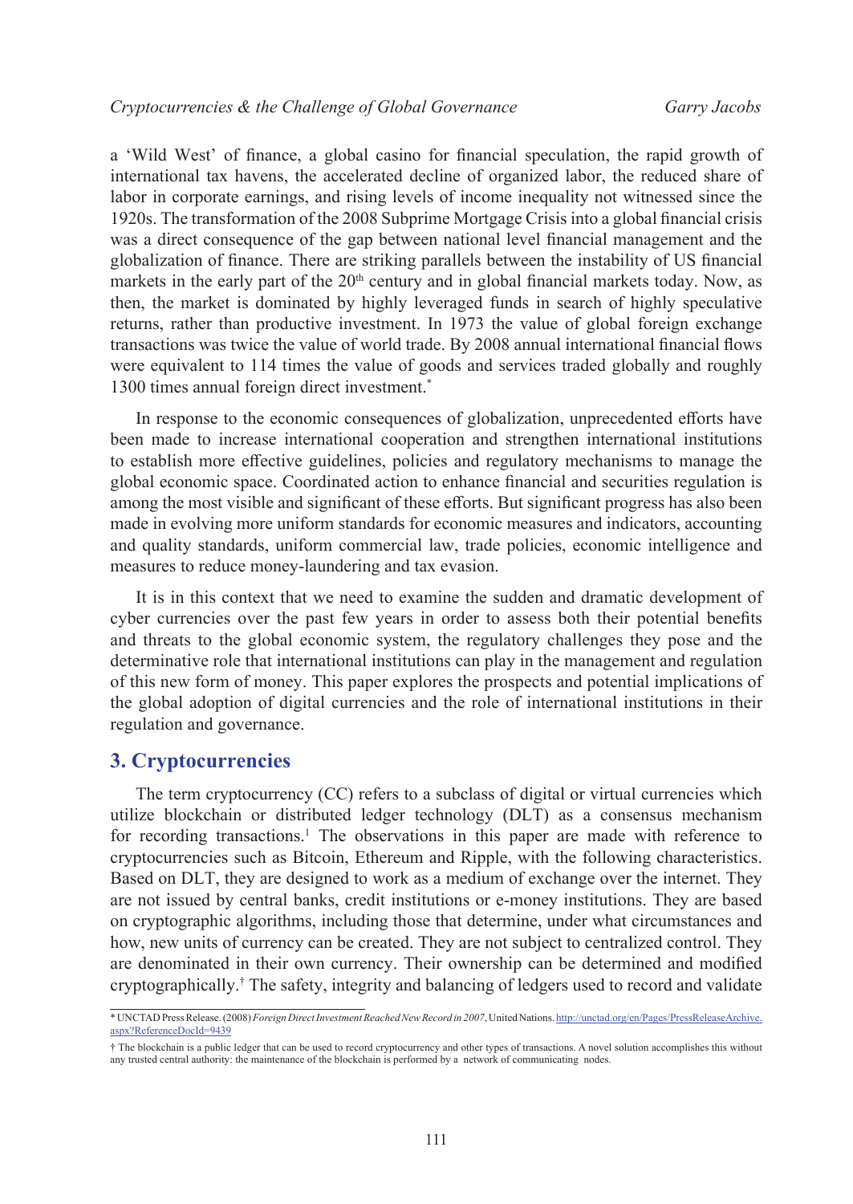a 'Wild West' of finance, a global casino for financial speculation, the rapid growth of international tax havens, the accelerated decline of organized labor, the reduced share of labor in corporate earnings, and rising levels of income inequality not witnessed since the 1920s. The transformation of the 2008 Subprime Mortgage Crisis into a global financial crisis was a direct consequence of the gap between national level financial management and the globalization of finance. There are striking parallels between the instability of US financial markets in the early part of the 20th century and in global financial markets today. Now, as then, the market is dominated by highly leveraged funds in search of highly speculative returns, rather than productive investment. In 1973 the value of global foreign exchange transactions was twice the value of world trade. By 2008 annual international financial flows were equivalent to 114 times the value of goods and services traded globally and roughly 1300 times annual foreign direct investment.[*]

In response to the economic consequences of globalization, unprecedented efforts have been made to increase international cooperation and strengthen international institutions to establish more effective guidelines, policies and regulatory mechanisms to manage the global economic space. Coordinated action to enhance financial and securities regulation is among the most visible and significant of these efforts. But significant progress has also been made in evolving more uniform standards for economic measures and indicators, accounting and quality standards, uniform commercial law, trade policies, economic intelligence and measures to reduce money-laundering and tax evasion.

It is in this context that we need to examine the sudden and dramatic development of cyber currencies over the past few years in order to assess both their potential benefits and threats to the global economic system, the regulatory challenges they pose and the determinative role that international institutions can play in the management and regulation of this new form of money. This paper explores the prospects and potential implications of the global adoption of digital currencies and the role of international institutions in their regulation and governance.

## 3. Cryptocurrencies

The term cryptocurrency (CC) refers to a subclass of digital or virtual currencies which utilize blockchain or distributed ledger technology (DLT) as a consensus mechanism for recording transactions.[1] The observations in this paper are made with reference to cryptocurrencies such as Bitcoin, Ethereum and Ripple, with the following characteristics. Based on DLT, they are designed to work as a medium of exchange over the internet. They are not issued by central banks, credit institutions or e-money institutions. They are based on cryptographic algorithms, including those that determine, under what circumstances and how, new units of currency can be created. They are not subject to centralized control. They are denominated in their own currency. Their ownership can be determined and modified cryptographically.[†] The safety, integrity and balancing of ledgers used to record and validate

---

* UNCTAD Press Release. (2008) *Foreign Direct Investment Reached New Record in 2007*, United Nations. http://unctad.org/en/Pages/PressReleaseArchive.aspx?ReferenceDocId=9439

† The blockchain is a public ledger that can be used to record cryptocurrency and other types of transactions. A novel solution accomplishes this without any trusted central authority: the maintenance of the blockchain is performed by a network of communicating nodes.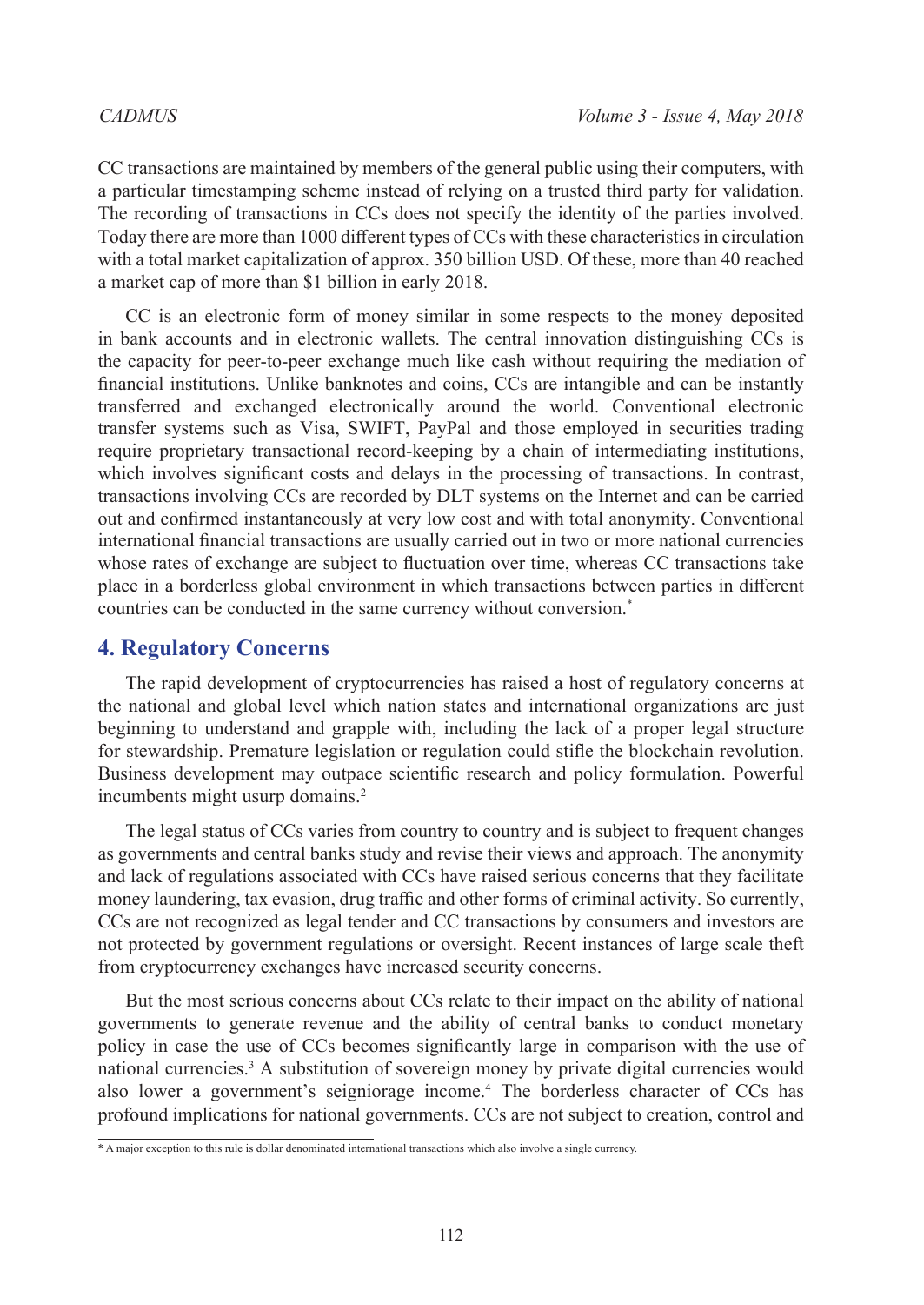CC transactions are maintained by members of the general public using their computers, with a particular timestamping scheme instead of relying on a trusted third party for validation. The recording of transactions in CCs does not specify the identity of the parties involved. Today there are more than 1000 different types of CCs with these characteristics in circulation with a total market capitalization of approx. 350 billion USD. Of these, more than 40 reached a market cap of more than $1 billion in early 2018.

CC is an electronic form of money similar in some respects to the money deposited in bank accounts and in electronic wallets. The central innovation distinguishing CCs is the capacity for peer-to-peer exchange much like cash without requiring the mediation of financial institutions. Unlike banknotes and coins, CCs are intangible and can be instantly transferred and exchanged electronically around the world. Conventional electronic transfer systems such as Visa, SWIFT, PayPal and those employed in securities trading require proprietary transactional record-keeping by a chain of intermediating institutions, which involves significant costs and delays in the processing of transactions. In contrast, transactions involving CCs are recorded by DLT systems on the Internet and can be carried out and confirmed instantaneously at very low cost and with total anonymity. Conventional international financial transactions are usually carried out in two or more national currencies whose rates of exchange are subject to fluctuation over time, whereas CC transactions take place in a borderless global environment in which transactions between parties in different countries can be conducted in the same currency without conversion.[*]

## 4. Regulatory Concerns

The rapid development of cryptocurrencies has raised a host of regulatory concerns at the national and global level which nation states and international organizations are just beginning to understand and grapple with, including the lack of a proper legal structure for stewardship. Premature legislation or regulation could stifle the blockchain revolution. Business development may outpace scientific research and policy formulation. Powerful incumbents might usurp domains.[2]

The legal status of CCs varies from country to country and is subject to frequent changes as governments and central banks study and revise their views and approach. The anonymity and lack of regulations associated with CCs have raised serious concerns that they facilitate money laundering, tax evasion, drug traffic and other forms of criminal activity. So currently, CCs are not recognized as legal tender and CC transactions by consumers and investors are not protected by government regulations or oversight. Recent instances of large scale theft from cryptocurrency exchanges have increased security concerns.

But the most serious concerns about CCs relate to their impact on the ability of national governments to generate revenue and the ability of central banks to conduct monetary policy in case the use of CCs becomes significantly large in comparison with the use of national currencies.[3] A substitution of sovereign money by private digital currencies would also lower a government's seigniorage income.[4] The borderless character of CCs has profound implications for national governments. CCs are not subject to creation, control and

---

[*] A major exception to this rule is dollar denominated international transactions which also involve a single currency.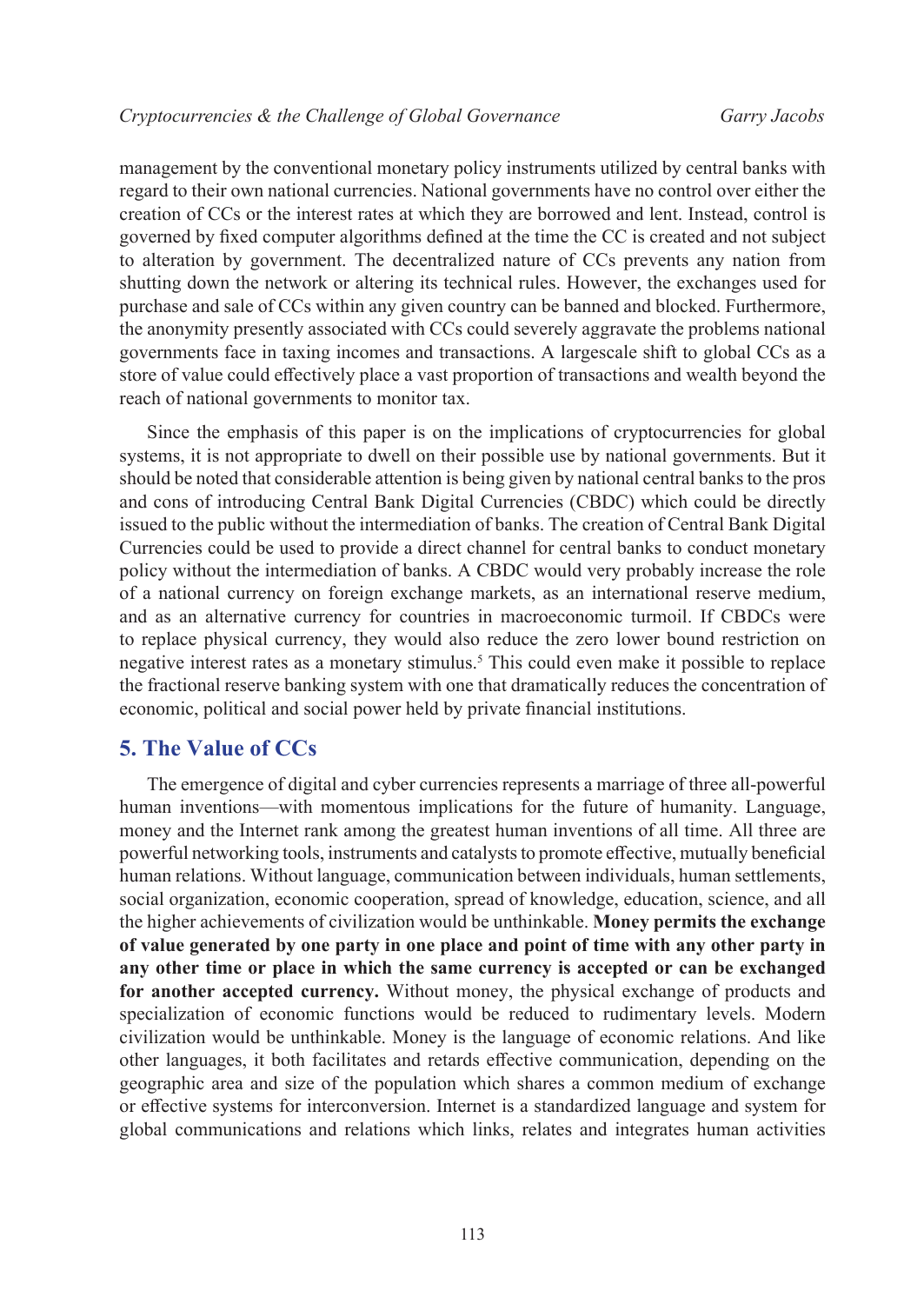management by the conventional monetary policy instruments utilized by central banks with regard to their own national currencies. National governments have no control over either the creation of CCs or the interest rates at which they are borrowed and lent. Instead, control is governed by fixed computer algorithms defined at the time the CC is created and not subject to alteration by government. The decentralized nature of CCs prevents any nation from shutting down the network or altering its technical rules. However, the exchanges used for purchase and sale of CCs within any given country can be banned and blocked. Furthermore, the anonymity presently associated with CCs could severely aggravate the problems national governments face in taxing incomes and transactions. A largescale shift to global CCs as a store of value could effectively place a vast proportion of transactions and wealth beyond the reach of national governments to monitor tax.

Since the emphasis of this paper is on the implications of cryptocurrencies for global systems, it is not appropriate to dwell on their possible use by national governments. But it should be noted that considerable attention is being given by national central banks to the pros and cons of introducing Central Bank Digital Currencies (CBDC) which could be directly issued to the public without the intermediation of banks. The creation of Central Bank Digital Currencies could be used to provide a direct channel for central banks to conduct monetary policy without the intermediation of banks. A CBDC would very probably increase the role of a national currency on foreign exchange markets, as an international reserve medium, and as an alternative currency for countries in macroeconomic turmoil. If CBDCs were to replace physical currency, they would also reduce the zero lower bound restriction on negative interest rates as a monetary stimulus.[5] This could even make it possible to replace the fractional reserve banking system with one that dramatically reduces the concentration of economic, political and social power held by private financial institutions.

## 5. The Value of CCs

The emergence of digital and cyber currencies represents a marriage of three all-powerful human inventions—with momentous implications for the future of humanity. Language, money and the Internet rank among the greatest human inventions of all time. All three are powerful networking tools, instruments and catalysts to promote effective, mutually beneficial human relations. Without language, communication between individuals, human settlements, social organization, economic cooperation, spread of knowledge, education, science, and all the higher achievements of civilization would be unthinkable. **Money permits the exchange of value generated by one party in one place and point of time with any other party in any other time or place in which the same currency is accepted or can be exchanged for another accepted currency.** Without money, the physical exchange of products and specialization of economic functions would be reduced to rudimentary levels. Modern civilization would be unthinkable. Money is the language of economic relations. And like other languages, it both facilitates and retards effective communication, depending on the geographic area and size of the population which shares a common medium of exchange or effective systems for interconversion. Internet is a standardized language and system for global communications and relations which links, relates and integrates human activities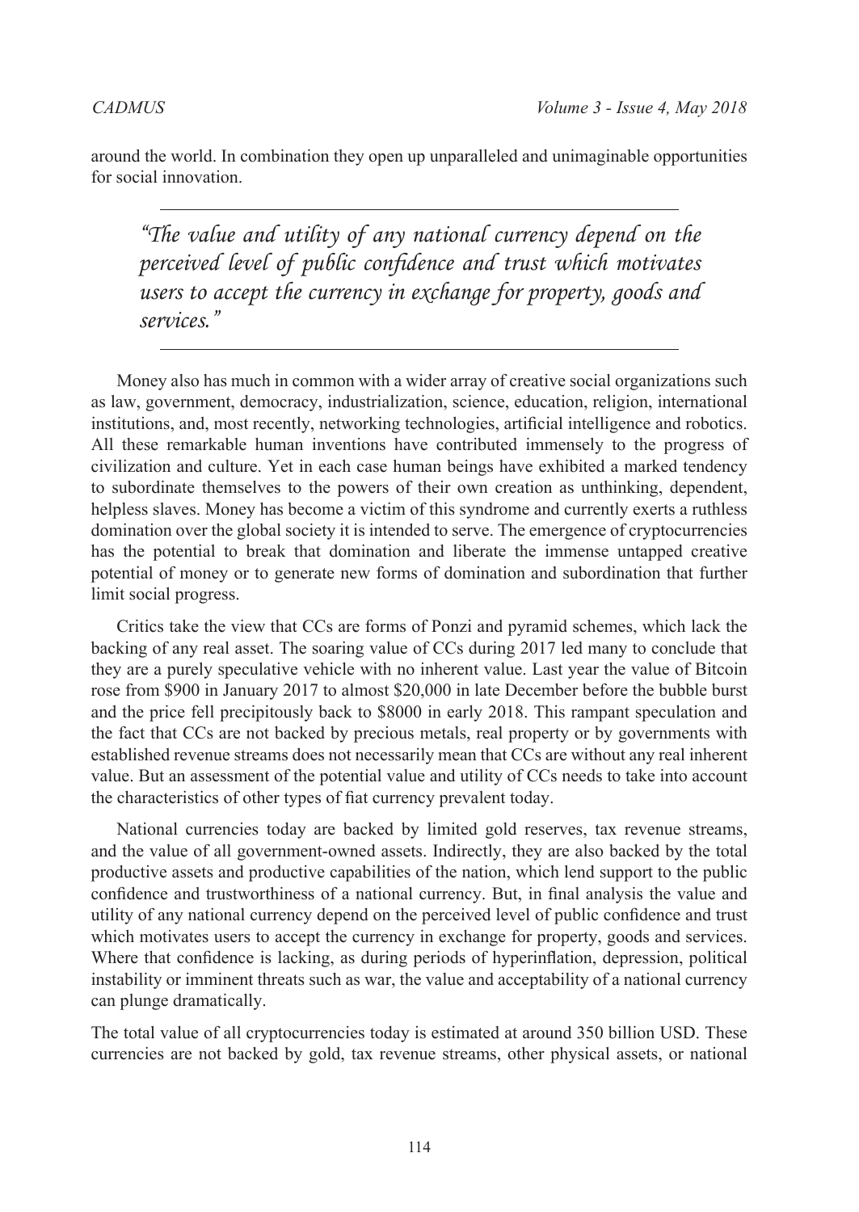around the world. In combination they open up unparalleled and unimaginable opportunities for social innovation.

> *"The value and utility of any national currency depend on the perceived level of public confidence and trust which motivates users to accept the currency in exchange for property, goods and services."*

Money also has much in common with a wider array of creative social organizations such as law, government, democracy, industrialization, science, education, religion, international institutions, and, most recently, networking technologies, artificial intelligence and robotics. All these remarkable human inventions have contributed immensely to the progress of civilization and culture. Yet in each case human beings have exhibited a marked tendency to subordinate themselves to the powers of their own creation as unthinking, dependent, helpless slaves. Money has become a victim of this syndrome and currently exerts a ruthless domination over the global society it is intended to serve. The emergence of cryptocurrencies has the potential to break that domination and liberate the immense untapped creative potential of money or to generate new forms of domination and subordination that further limit social progress.

Critics take the view that CCs are forms of Ponzi and pyramid schemes, which lack the backing of any real asset. The soaring value of CCs during 2017 led many to conclude that they are a purely speculative vehicle with no inherent value. Last year the value of Bitcoin rose from $900 in January 2017 to almost $20,000 in late December before the bubble burst and the price fell precipitously back to $8000 in early 2018. This rampant speculation and the fact that CCs are not backed by precious metals, real property or by governments with established revenue streams does not necessarily mean that CCs are without any real inherent value. But an assessment of the potential value and utility of CCs needs to take into account the characteristics of other types of fiat currency prevalent today.

National currencies today are backed by limited gold reserves, tax revenue streams, and the value of all government-owned assets. Indirectly, they are also backed by the total productive assets and productive capabilities of the nation, which lend support to the public confidence and trustworthiness of a national currency. But, in final analysis the value and utility of any national currency depend on the perceived level of public confidence and trust which motivates users to accept the currency in exchange for property, goods and services. Where that confidence is lacking, as during periods of hyperinflation, depression, political instability or imminent threats such as war, the value and acceptability of a national currency can plunge dramatically.

The total value of all cryptocurrencies today is estimated at around 350 billion USD. These currencies are not backed by gold, tax revenue streams, other physical assets, or national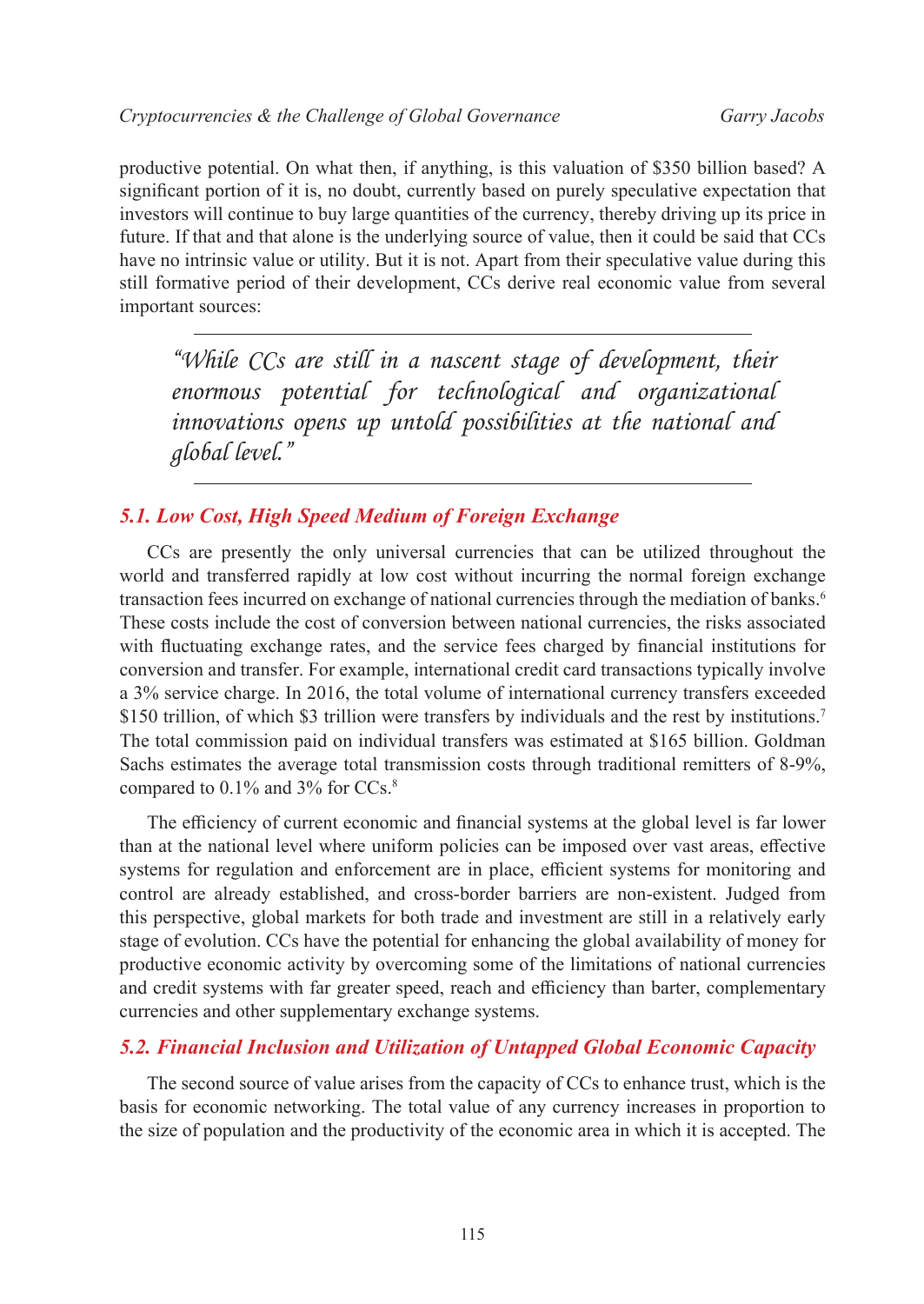productive potential. On what then, if anything, is this valuation of $350 billion based? A significant portion of it is, no doubt, currently based on purely speculative expectation that investors will continue to buy large quantities of the currency, thereby driving up its price in future. If that and that alone is the underlying source of value, then it could be said that CCs have no intrinsic value or utility. But it is not. Apart from their speculative value during this still formative period of their development, CCs derive real economic value from several important sources:

> *"While CCs are still in a nascent stage of development, their enormous potential for technological and organizational innovations opens up untold possibilities at the national and global level."*

### 5.1. Low Cost, High Speed Medium of Foreign Exchange

CCs are presently the only universal currencies that can be utilized throughout the world and transferred rapidly at low cost without incurring the normal foreign exchange transaction fees incurred on exchange of national currencies through the mediation of banks.[6] These costs include the cost of conversion between national currencies, the risks associated with fluctuating exchange rates, and the service fees charged by financial institutions for conversion and transfer. For example, international credit card transactions typically involve a 3% service charge. In 2016, the total volume of international currency transfers exceeded $150 trillion, of which $3 trillion were transfers by individuals and the rest by institutions.[7] The total commission paid on individual transfers was estimated at $165 billion. Goldman Sachs estimates the average total transmission costs through traditional remitters of 8-9%, compared to 0.1% and 3% for CCs.[8]

The efficiency of current economic and financial systems at the global level is far lower than at the national level where uniform policies can be imposed over vast areas, effective systems for regulation and enforcement are in place, efficient systems for monitoring and control are already established, and cross-border barriers are non-existent. Judged from this perspective, global markets for both trade and investment are still in a relatively early stage of evolution. CCs have the potential for enhancing the global availability of money for productive economic activity by overcoming some of the limitations of national currencies and credit systems with far greater speed, reach and efficiency than barter, complementary currencies and other supplementary exchange systems.

### 5.2. Financial Inclusion and Utilization of Untapped Global Economic Capacity

The second source of value arises from the capacity of CCs to enhance trust, which is the basis for economic networking. The total value of any currency increases in proportion to the size of population and the productivity of the economic area in which it is accepted. The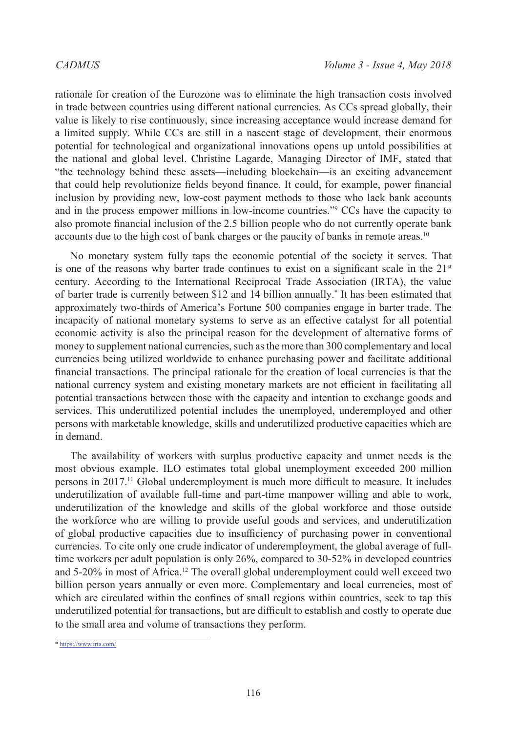rationale for creation of the Eurozone was to eliminate the high transaction costs involved in trade between countries using different national currencies. As CCs spread globally, their value is likely to rise continuously, since increasing acceptance would increase demand for a limited supply. While CCs are still in a nascent stage of development, their enormous potential for technological and organizational innovations opens up untold possibilities at the national and global level. Christine Lagarde, Managing Director of IMF, stated that "the technology behind these assets—including blockchain—is an exciting advancement that could help revolutionize fields beyond finance. It could, for example, power financial inclusion by providing new, low-cost payment methods to those who lack bank accounts and in the process empower millions in low-income countries."[9] CCs have the capacity to also promote financial inclusion of the 2.5 billion people who do not currently operate bank accounts due to the high cost of bank charges or the paucity of banks in remote areas.[10]

No monetary system fully taps the economic potential of the society it serves. That is one of the reasons why barter trade continues to exist on a significant scale in the 21st century. According to the International Reciprocal Trade Association (IRTA), the value of barter trade is currently between $12 and 14 billion annually.[*] It has been estimated that approximately two-thirds of America's Fortune 500 companies engage in barter trade. The incapacity of national monetary systems to serve as an effective catalyst for all potential economic activity is also the principal reason for the development of alternative forms of money to supplement national currencies, such as the more than 300 complementary and local currencies being utilized worldwide to enhance purchasing power and facilitate additional financial transactions. The principal rationale for the creation of local currencies is that the national currency system and existing monetary markets are not efficient in facilitating all potential transactions between those with the capacity and intention to exchange goods and services. This underutilized potential includes the unemployed, underemployed and other persons with marketable knowledge, skills and underutilized productive capacities which are in demand.

The availability of workers with surplus productive capacity and unmet needs is the most obvious example. ILO estimates total global unemployment exceeded 200 million persons in 2017.[11] Global underemployment is much more difficult to measure. It includes underutilization of available full-time and part-time manpower willing and able to work, underutilization of the knowledge and skills of the global workforce and those outside the workforce who are willing to provide useful goods and services, and underutilization of global productive capacities due to insufficiency of purchasing power in conventional currencies. To cite only one crude indicator of underemployment, the global average of full-time workers per adult population is only 26%, compared to 30-52% in developed countries and 5-20% in most of Africa.[12] The overall global underemployment could well exceed two billion person years annually or even more. Complementary and local currencies, most of which are circulated within the confines of small regions within countries, seek to tap this underutilized potential for transactions, but are difficult to establish and costly to operate due to the small area and volume of transactions they perform.

---

[*] https://www.irta.com/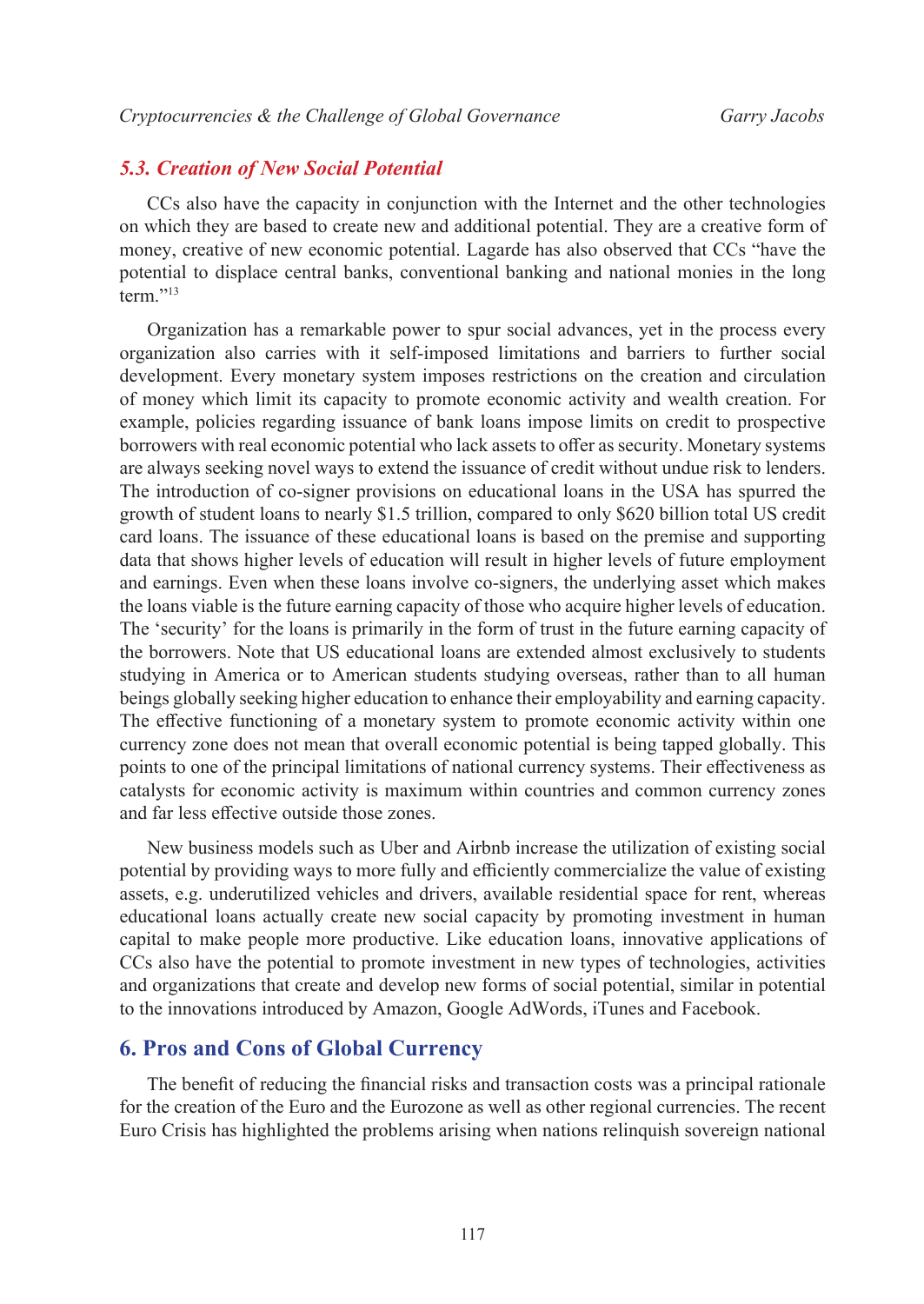### 5.3. Creation of New Social Potential

CCs also have the capacity in conjunction with the Internet and the other technologies on which they are based to create new and additional potential. They are a creative form of money, creative of new economic potential. Lagarde has also observed that CCs "have the potential to displace central banks, conventional banking and national monies in the long term."[13]

Organization has a remarkable power to spur social advances, yet in the process every organization also carries with it self-imposed limitations and barriers to further social development. Every monetary system imposes restrictions on the creation and circulation of money which limit its capacity to promote economic activity and wealth creation. For example, policies regarding issuance of bank loans impose limits on credit to prospective borrowers with real economic potential who lack assets to offer as security. Monetary systems are always seeking novel ways to extend the issuance of credit without undue risk to lenders. The introduction of co-signer provisions on educational loans in the USA has spurred the growth of student loans to nearly $1.5 trillion, compared to only $620 billion total US credit card loans. The issuance of these educational loans is based on the premise and supporting data that shows higher levels of education will result in higher levels of future employment and earnings. Even when these loans involve co-signers, the underlying asset which makes the loans viable is the future earning capacity of those who acquire higher levels of education. The 'security' for the loans is primarily in the form of trust in the future earning capacity of the borrowers. Note that US educational loans are extended almost exclusively to students studying in America or to American students studying overseas, rather than to all human beings globally seeking higher education to enhance their employability and earning capacity. The effective functioning of a monetary system to promote economic activity within one currency zone does not mean that overall economic potential is being tapped globally. This points to one of the principal limitations of national currency systems. Their effectiveness as catalysts for economic activity is maximum within countries and common currency zones and far less effective outside those zones.

New business models such as Uber and Airbnb increase the utilization of existing social potential by providing ways to more fully and efficiently commercialize the value of existing assets, e.g. underutilized vehicles and drivers, available residential space for rent, whereas educational loans actually create new social capacity by promoting investment in human capital to make people more productive. Like education loans, innovative applications of CCs also have the potential to promote investment in new types of technologies, activities and organizations that create and develop new forms of social potential, similar in potential to the innovations introduced by Amazon, Google AdWords, iTunes and Facebook.

## 6. Pros and Cons of Global Currency

The benefit of reducing the financial risks and transaction costs was a principal rationale for the creation of the Euro and the Eurozone as well as other regional currencies. The recent Euro Crisis has highlighted the problems arising when nations relinquish sovereign national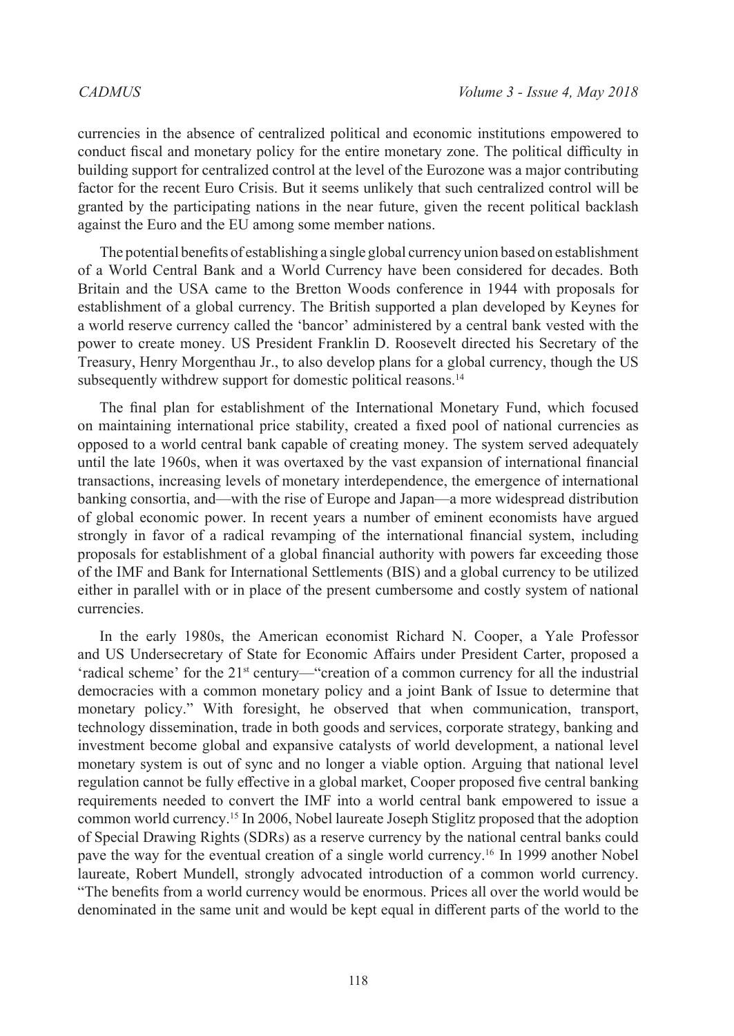currencies in the absence of centralized political and economic institutions empowered to conduct fiscal and monetary policy for the entire monetary zone. The political difficulty in building support for centralized control at the level of the Eurozone was a major contributing factor for the recent Euro Crisis. But it seems unlikely that such centralized control will be granted by the participating nations in the near future, given the recent political backlash against the Euro and the EU among some member nations.

The potential benefits of establishing a single global currency union based on establishment of a World Central Bank and a World Currency have been considered for decades. Both Britain and the USA came to the Bretton Woods conference in 1944 with proposals for establishment of a global currency. The British supported a plan developed by Keynes for a world reserve currency called the 'bancor' administered by a central bank vested with the power to create money. US President Franklin D. Roosevelt directed his Secretary of the Treasury, Henry Morgenthau Jr., to also develop plans for a global currency, though the US subsequently withdrew support for domestic political reasons.[14]

The final plan for establishment of the International Monetary Fund, which focused on maintaining international price stability, created a fixed pool of national currencies as opposed to a world central bank capable of creating money. The system served adequately until the late 1960s, when it was overtaxed by the vast expansion of international financial transactions, increasing levels of monetary interdependence, the emergence of international banking consortia, and—with the rise of Europe and Japan—a more widespread distribution of global economic power. In recent years a number of eminent economists have argued strongly in favor of a radical revamping of the international financial system, including proposals for establishment of a global financial authority with powers far exceeding those of the IMF and Bank for International Settlements (BIS) and a global currency to be utilized either in parallel with or in place of the present cumbersome and costly system of national currencies.

In the early 1980s, the American economist Richard N. Cooper, a Yale Professor and US Undersecretary of State for Economic Affairs under President Carter, proposed a 'radical scheme' for the 21st century—"creation of a common currency for all the industrial democracies with a common monetary policy and a joint Bank of Issue to determine that monetary policy." With foresight, he observed that when communication, transport, technology dissemination, trade in both goods and services, corporate strategy, banking and investment become global and expansive catalysts of world development, a national level monetary system is out of sync and no longer a viable option. Arguing that national level regulation cannot be fully effective in a global market, Cooper proposed five central banking requirements needed to convert the IMF into a world central bank empowered to issue a common world currency.[15] In 2006, Nobel laureate Joseph Stiglitz proposed that the adoption of Special Drawing Rights (SDRs) as a reserve currency by the national central banks could pave the way for the eventual creation of a single world currency.[16] In 1999 another Nobel laureate, Robert Mundell, strongly advocated introduction of a common world currency. "The benefits from a world currency would be enormous. Prices all over the world would be denominated in the same unit and would be kept equal in different parts of the world to the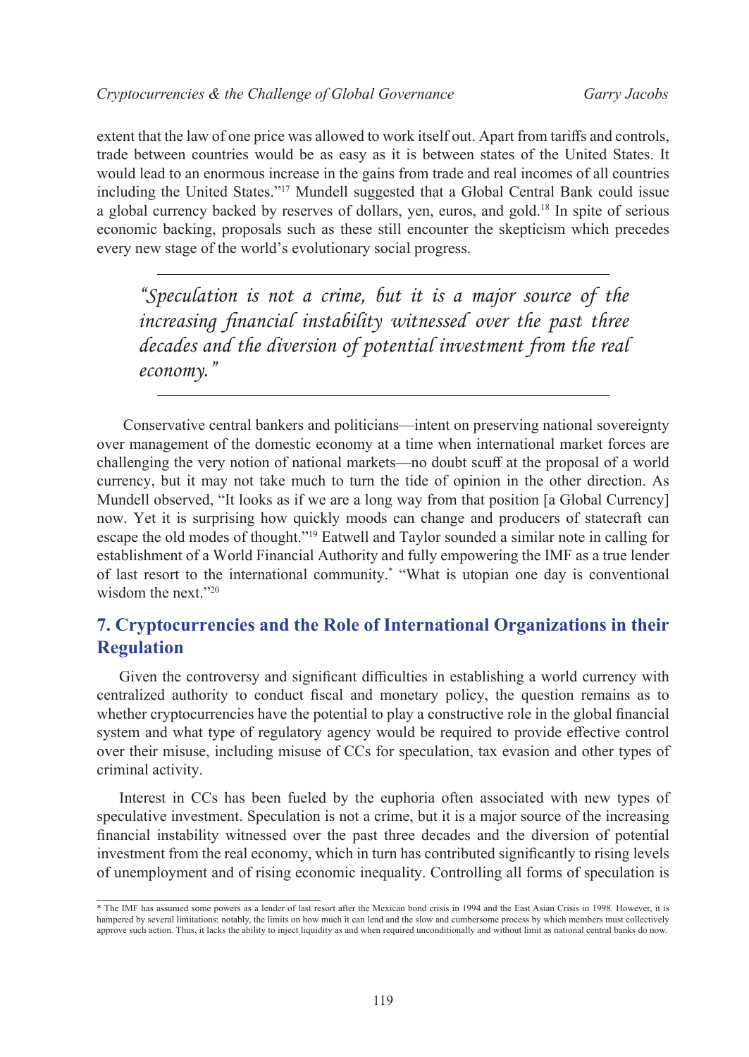extent that the law of one price was allowed to work itself out. Apart from tariffs and controls, trade between countries would be as easy as it is between states of the United States. It would lead to an enormous increase in the gains from trade and real incomes of all countries including the United States."[17] Mundell suggested that a Global Central Bank could issue a global currency backed by reserves of dollars, yen, euros, and gold.[18] In spite of serious economic backing, proposals such as these still encounter the skepticism which precedes every new stage of the world's evolutionary social progress.

> *"Speculation is not a crime, but it is a major source of the increasing financial instability witnessed over the past three decades and the diversion of potential investment from the real economy."*

Conservative central bankers and politicians—intent on preserving national sovereignty over management of the domestic economy at a time when international market forces are challenging the very notion of national markets—no doubt scuff at the proposal of a world currency, but it may not take much to turn the tide of opinion in the other direction. As Mundell observed, "It looks as if we are a long way from that position [a Global Currency] now. Yet it is surprising how quickly moods can change and producers of statecraft can escape the old modes of thought."[19] Eatwell and Taylor sounded a similar note in calling for establishment of a World Financial Authority and fully empowering the IMF as a true lender of last resort to the international community.* "What is utopian one day is conventional wisdom the next."[20]

## 7. Cryptocurrencies and the Role of International Organizations in their Regulation

Given the controversy and significant difficulties in establishing a world currency with centralized authority to conduct fiscal and monetary policy, the question remains as to whether cryptocurrencies have the potential to play a constructive role in the global financial system and what type of regulatory agency would be required to provide effective control over their misuse, including misuse of CCs for speculation, tax evasion and other types of criminal activity.

Interest in CCs has been fueled by the euphoria often associated with new types of speculative investment. Speculation is not a crime, but it is a major source of the increasing financial instability witnessed over the past three decades and the diversion of potential investment from the real economy, which in turn has contributed significantly to rising levels of unemployment and of rising economic inequality. Controlling all forms of speculation is

---

\* The IMF has assumed some powers as a lender of last resort after the Mexican bond crisis in 1994 and the East Asian Crisis in 1998. However, it is hampered by several limitations; notably, the limits on how much it can lend and the slow and cumbersome process by which members must collectively approve such action. Thus, it lacks the ability to inject liquidity as and when required unconditionally and without limit as national central banks do now.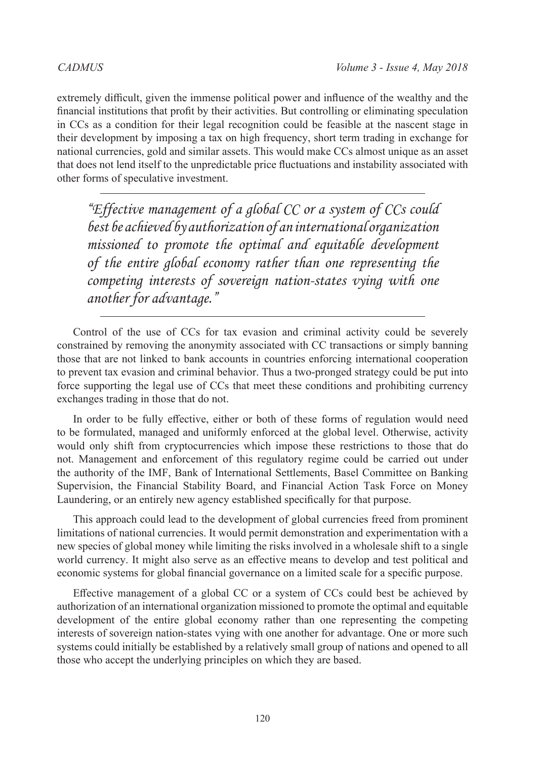extremely difficult, given the immense political power and influence of the wealthy and the financial institutions that profit by their activities. But controlling or eliminating speculation in CCs as a condition for their legal recognition could be feasible at the nascent stage in their development by imposing a tax on high frequency, short term trading in exchange for national currencies, gold and similar assets. This would make CCs almost unique as an asset that does not lend itself to the unpredictable price fluctuations and instability associated with other forms of speculative investment.

> *"Effective management of a global CC or a system of CCs could best be achieved by authorization of an international organization missioned to promote the optimal and equitable development of the entire global economy rather than one representing the competing interests of sovereign nation-states vying with one another for advantage."*

Control of the use of CCs for tax evasion and criminal activity could be severely constrained by removing the anonymity associated with CC transactions or simply banning those that are not linked to bank accounts in countries enforcing international cooperation to prevent tax evasion and criminal behavior. Thus a two-pronged strategy could be put into force supporting the legal use of CCs that meet these conditions and prohibiting currency exchanges trading in those that do not.

In order to be fully effective, either or both of these forms of regulation would need to be formulated, managed and uniformly enforced at the global level. Otherwise, activity would only shift from cryptocurrencies which impose these restrictions to those that do not. Management and enforcement of this regulatory regime could be carried out under the authority of the IMF, Bank of International Settlements, Basel Committee on Banking Supervision, the Financial Stability Board, and Financial Action Task Force on Money Laundering, or an entirely new agency established specifically for that purpose.

This approach could lead to the development of global currencies freed from prominent limitations of national currencies. It would permit demonstration and experimentation with a new species of global money while limiting the risks involved in a wholesale shift to a single world currency. It might also serve as an effective means to develop and test political and economic systems for global financial governance on a limited scale for a specific purpose.

Effective management of a global CC or a system of CCs could best be achieved by authorization of an international organization missioned to promote the optimal and equitable development of the entire global economy rather than one representing the competing interests of sovereign nation-states vying with one another for advantage. One or more such systems could initially be established by a relatively small group of nations and opened to all those who accept the underlying principles on which they are based.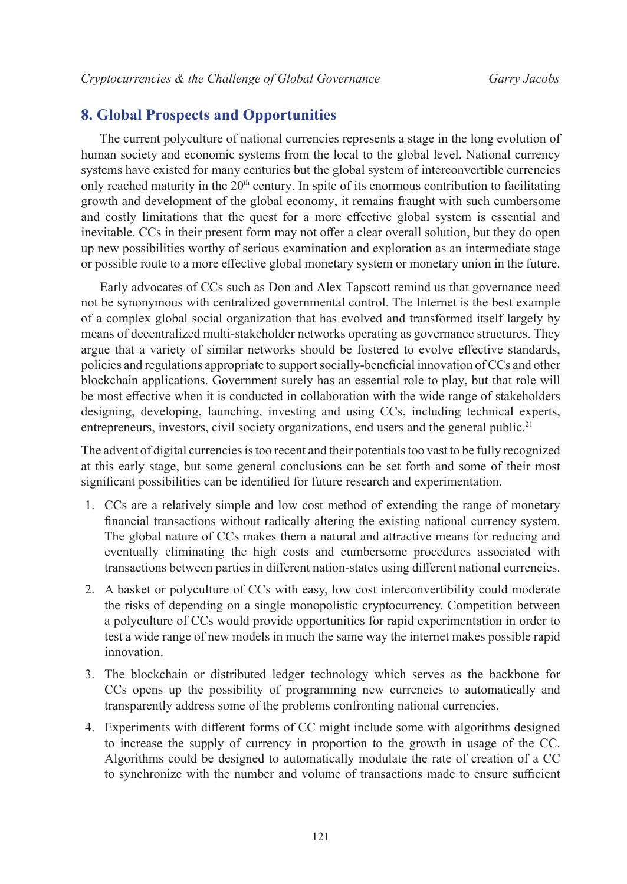## 8. Global Prospects and Opportunities

The current polyculture of national currencies represents a stage in the long evolution of human society and economic systems from the local to the global level. National currency systems have existed for many centuries but the global system of interconvertible currencies only reached maturity in the 20th century. In spite of its enormous contribution to facilitating growth and development of the global economy, it remains fraught with such cumbersome and costly limitations that the quest for a more effective global system is essential and inevitable. CCs in their present form may not offer a clear overall solution, but they do open up new possibilities worthy of serious examination and exploration as an intermediate stage or possible route to a more effective global monetary system or monetary union in the future.

Early advocates of CCs such as Don and Alex Tapscott remind us that governance need not be synonymous with centralized governmental control. The Internet is the best example of a complex global social organization that has evolved and transformed itself largely by means of decentralized multi-stakeholder networks operating as governance structures. They argue that a variety of similar networks should be fostered to evolve effective standards, policies and regulations appropriate to support socially-beneficial innovation of CCs and other blockchain applications. Government surely has an essential role to play, but that role will be most effective when it is conducted in collaboration with the wide range of stakeholders designing, developing, launching, investing and using CCs, including technical experts, entrepreneurs, investors, civil society organizations, end users and the general public.[21]

The advent of digital currencies is too recent and their potentials too vast to be fully recognized at this early stage, but some general conclusions can be set forth and some of their most significant possibilities can be identified for future research and experimentation.

1. CCs are a relatively simple and low cost method of extending the range of monetary financial transactions without radically altering the existing national currency system. The global nature of CCs makes them a natural and attractive means for reducing and eventually eliminating the high costs and cumbersome procedures associated with transactions between parties in different nation-states using different national currencies.
2. A basket or polyculture of CCs with easy, low cost interconvertibility could moderate the risks of depending on a single monopolistic cryptocurrency. Competition between a polyculture of CCs would provide opportunities for rapid experimentation in order to test a wide range of new models in much the same way the internet makes possible rapid innovation.
3. The blockchain or distributed ledger technology which serves as the backbone for CCs opens up the possibility of programming new currencies to automatically and transparently address some of the problems confronting national currencies.
4. Experiments with different forms of CC might include some with algorithms designed to increase the supply of currency in proportion to the growth in usage of the CC. Algorithms could be designed to automatically modulate the rate of creation of a CC to synchronize with the number and volume of transactions made to ensure sufficient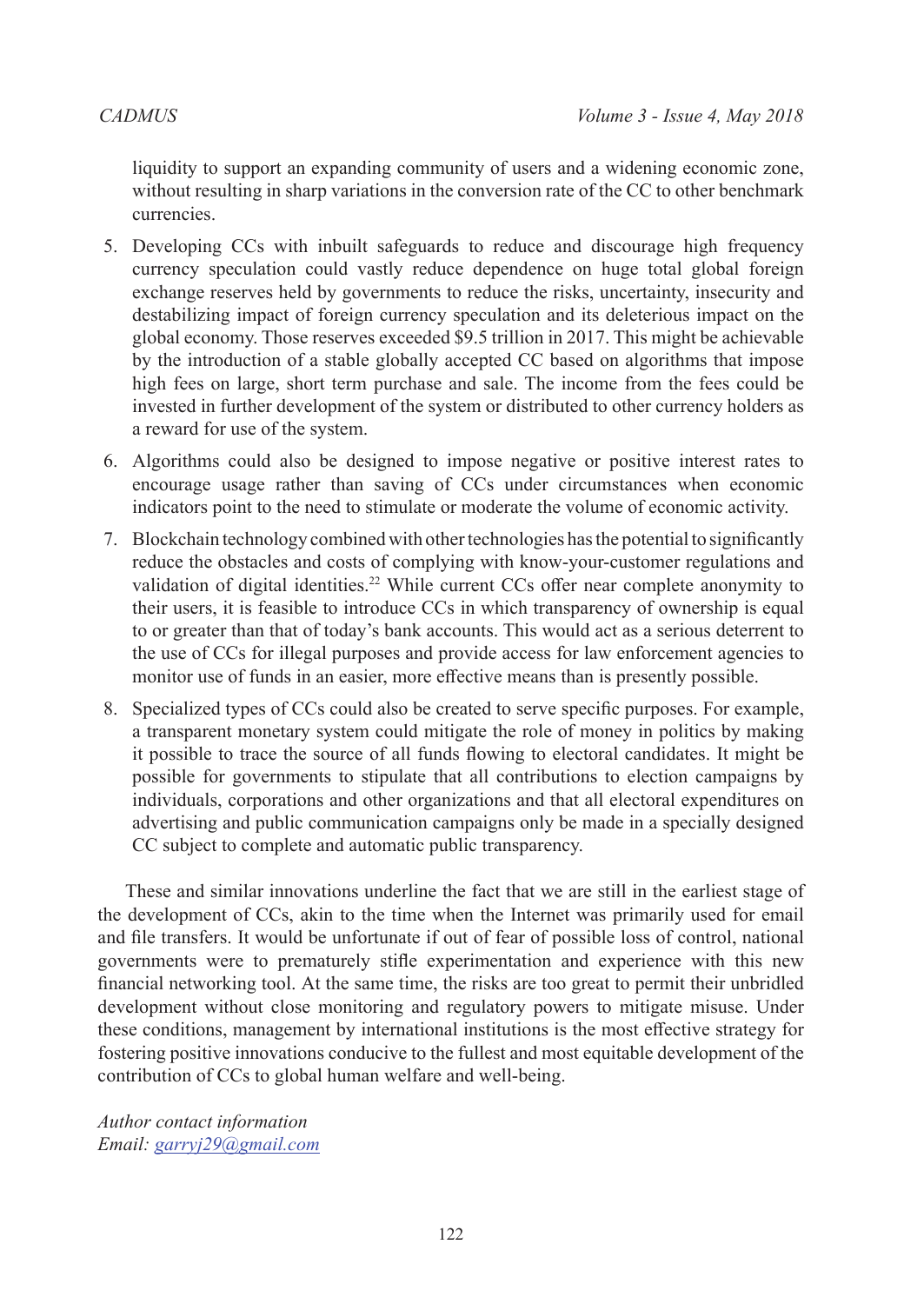liquidity to support an expanding community of users and a widening economic zone, without resulting in sharp variations in the conversion rate of the CC to other benchmark currencies.

5. Developing CCs with inbuilt safeguards to reduce and discourage high frequency currency speculation could vastly reduce dependence on huge total global foreign exchange reserves held by governments to reduce the risks, uncertainty, insecurity and destabilizing impact of foreign currency speculation and its deleterious impact on the global economy. Those reserves exceeded $9.5 trillion in 2017. This might be achievable by the introduction of a stable globally accepted CC based on algorithms that impose high fees on large, short term purchase and sale. The income from the fees could be invested in further development of the system or distributed to other currency holders as a reward for use of the system.
6. Algorithms could also be designed to impose negative or positive interest rates to encourage usage rather than saving of CCs under circumstances when economic indicators point to the need to stimulate or moderate the volume of economic activity.
7. Blockchain technology combined with other technologies has the potential to significantly reduce the obstacles and costs of complying with know-your-customer regulations and validation of digital identities.[22] While current CCs offer near complete anonymity to their users, it is feasible to introduce CCs in which transparency of ownership is equal to or greater than that of today's bank accounts. This would act as a serious deterrent to the use of CCs for illegal purposes and provide access for law enforcement agencies to monitor use of funds in an easier, more effective means than is presently possible.
8. Specialized types of CCs could also be created to serve specific purposes. For example, a transparent monetary system could mitigate the role of money in politics by making it possible to trace the source of all funds flowing to electoral candidates. It might be possible for governments to stipulate that all contributions to election campaigns by individuals, corporations and other organizations and that all electoral expenditures on advertising and public communication campaigns only be made in a specially designed CC subject to complete and automatic public transparency.

These and similar innovations underline the fact that we are still in the earliest stage of the development of CCs, akin to the time when the Internet was primarily used for email and file transfers. It would be unfortunate if out of fear of possible loss of control, national governments were to prematurely stifle experimentation and experience with this new financial networking tool. At the same time, the risks are too great to permit their unbridled development without close monitoring and regulatory powers to mitigate misuse. Under these conditions, management by international institutions is the most effective strategy for fostering positive innovations conducive to the fullest and most equitable development of the contribution of CCs to global human welfare and well-being.

*Author contact information*
*Email: garryj29@gmail.com*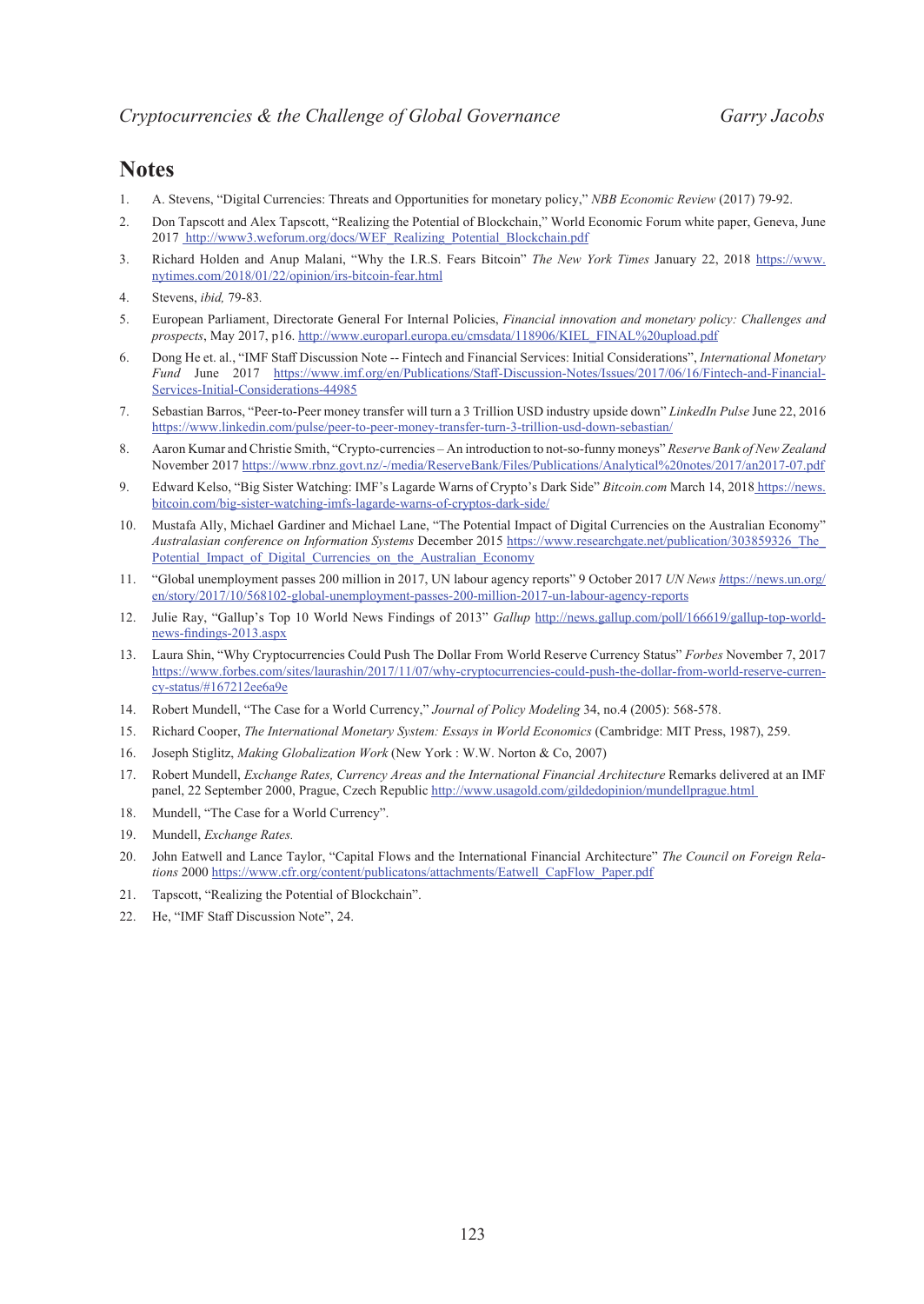## Notes

1. A. Stevens, "Digital Currencies: Threats and Opportunities for monetary policy," *NBB Economic Review* (2017) 79-92.
2. Don Tapscott and Alex Tapscott, "Realizing the Potential of Blockchain," World Economic Forum white paper, Geneva, June 2017 http://www3.weforum.org/docs/WEF_Realizing_Potential_Blockchain.pdf
3. Richard Holden and Anup Malani, "Why the I.R.S. Fears Bitcoin" *The New York Times* January 22, 2018 https://www.nytimes.com/2018/01/22/opinion/irs-bitcoin-fear.html
4. Stevens, *ibid,* 79-83.
5. European Parliament, Directorate General For Internal Policies, *Financial innovation and monetary policy: Challenges and prospects*, May 2017, p16. http://www.europarl.europa.eu/cmsdata/118906/KIEL_FINAL%20upload.pdf
6. Dong He et. al., "IMF Staff Discussion Note -- Fintech and Financial Services: Initial Considerations", *International Monetary Fund* June 2017 https://www.imf.org/en/Publications/Staff-Discussion-Notes/Issues/2017/06/16/Fintech-and-Financial-Services-Initial-Considerations-44985
7. Sebastian Barros, "Peer-to-Peer money transfer will turn a 3 Trillion USD industry upside down" *LinkedIn Pulse* June 22, 2016 https://www.linkedin.com/pulse/peer-to-peer-money-transfer-turn-3-trillion-usd-down-sebastian/
8. Aaron Kumar and Christie Smith, "Crypto-currencies – An introduction to not-so-funny moneys" *Reserve Bank of New Zealand* November 2017 https://www.rbnz.govt.nz/-/media/ReserveBank/Files/Publications/Analytical%20notes/2017/an2017-07.pdf
9. Edward Kelso, "Big Sister Watching: IMF's Lagarde Warns of Crypto's Dark Side" *Bitcoin.com* March 14, 2018 https://news.bitcoin.com/big-sister-watching-imfs-lagarde-warns-of-cryptos-dark-side/
10. Mustafa Ally, Michael Gardiner and Michael Lane, "The Potential Impact of Digital Currencies on the Australian Economy" *Australasian conference on Information Systems* December 2015 https://www.researchgate.net/publication/303859326_The_Potential_Impact_of_Digital_Currencies_on_the_Australian_Economy
11. "Global unemployment passes 200 million in 2017, UN labour agency reports" 9 October 2017 *UN News* https://news.un.org/en/story/2017/10/568102-global-unemployment-passes-200-million-2017-un-labour-agency-reports
12. Julie Ray, "Gallup's Top 10 World News Findings of 2013" *Gallup* http://news.gallup.com/poll/166619/gallup-top-world-news-findings-2013.aspx
13. Laura Shin, "Why Cryptocurrencies Could Push The Dollar From World Reserve Currency Status" *Forbes* November 7, 2017 https://www.forbes.com/sites/laurashin/2017/11/07/why-cryptocurrencies-could-push-the-dollar-from-world-reserve-currency-status/#167212ee6a9e
14. Robert Mundell, "The Case for a World Currency," *Journal of Policy Modeling* 34, no.4 (2005): 568-578.
15. Richard Cooper, *The International Monetary System: Essays in World Economics* (Cambridge: MIT Press, 1987), 259.
16. Joseph Stiglitz, *Making Globalization Work* (New York : W.W. Norton & Co, 2007)
17. Robert Mundell, *Exchange Rates, Currency Areas and the International Financial Architecture* Remarks delivered at an IMF panel, 22 September 2000, Prague, Czech Republic http://www.usagold.com/gildedopinion/mundellprague.html
18. Mundell, "The Case for a World Currency".
19. Mundell, *Exchange Rates.*
20. John Eatwell and Lance Taylor, "Capital Flows and the International Financial Architecture" *The Council on Foreign Relations* 2000 https://www.cfr.org/content/publicatons/attachments/Eatwell_CapFlow_Paper.pdf
21. Tapscott, "Realizing the Potential of Blockchain".
22. He, "IMF Staff Discussion Note", 24.